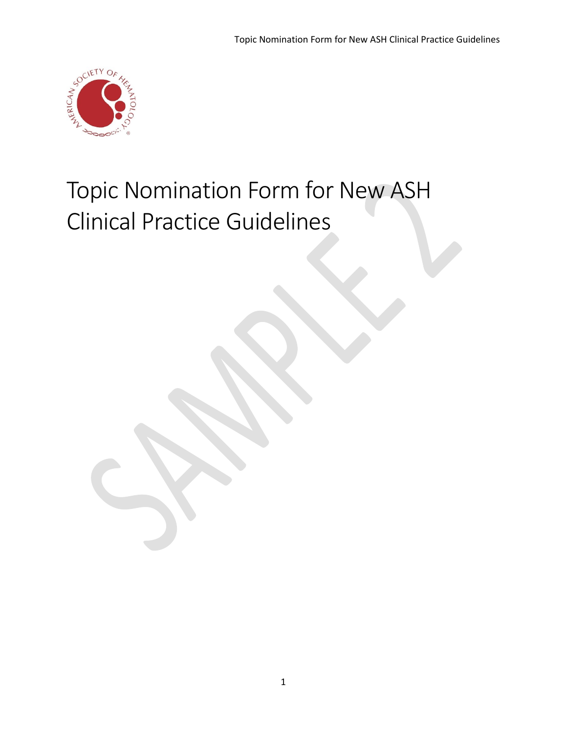# Topic Nomination Form for New ASH Clinical Practice Guidelines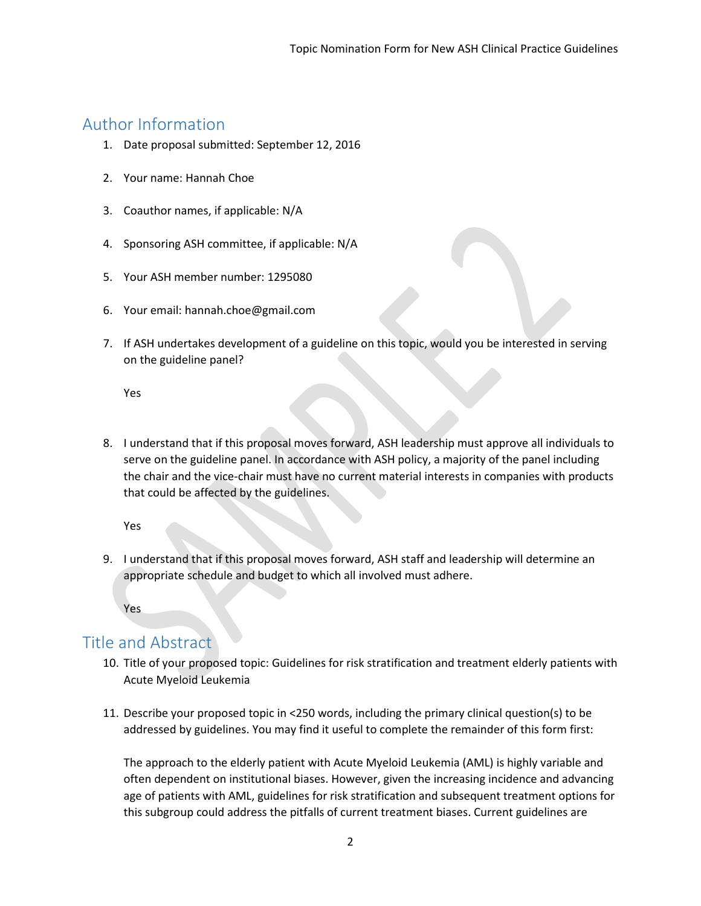## Author Information

1. Date proposal submitted: September 12, 2016

2. Your name: Hannah Choe

3. Coauthor names, if applicable: N/A

4. Sponsoring ASH committee, if applicable: N/A

5. Your ASH member number: 1295080

6. Your email: hannah.choe@gmail.com

7. If ASH undertakes development of a guideline on this topic, would you be interested in serving on the guideline panel?

   Yes

8. I understand that if this proposal moves forward, ASH leadership must approve all individuals to serve on the guideline panel. In accordance with ASH policy, a majority of the panel including the chair and the vice-chair must have no current material interests in companies with products that could be affected by the guidelines.

   Yes

9. I understand that if this proposal moves forward, ASH staff and leadership will determine an appropriate schedule and budget to which all involved must adhere.

   Yes

## Title and Abstract

10. Title of your proposed topic: Guidelines for risk stratification and treatment elderly patients with Acute Myeloid Leukemia

11. Describe your proposed topic in <250 words, including the primary clinical question(s) to be addressed by guidelines. You may find it useful to complete the remainder of this form first:

    The approach to the elderly patient with Acute Myeloid Leukemia (AML) is highly variable and often dependent on institutional biases. However, given the increasing incidence and advancing age of patients with AML, guidelines for risk stratification and subsequent treatment options for this subgroup could address the pitfalls of current treatment biases. Current guidelines are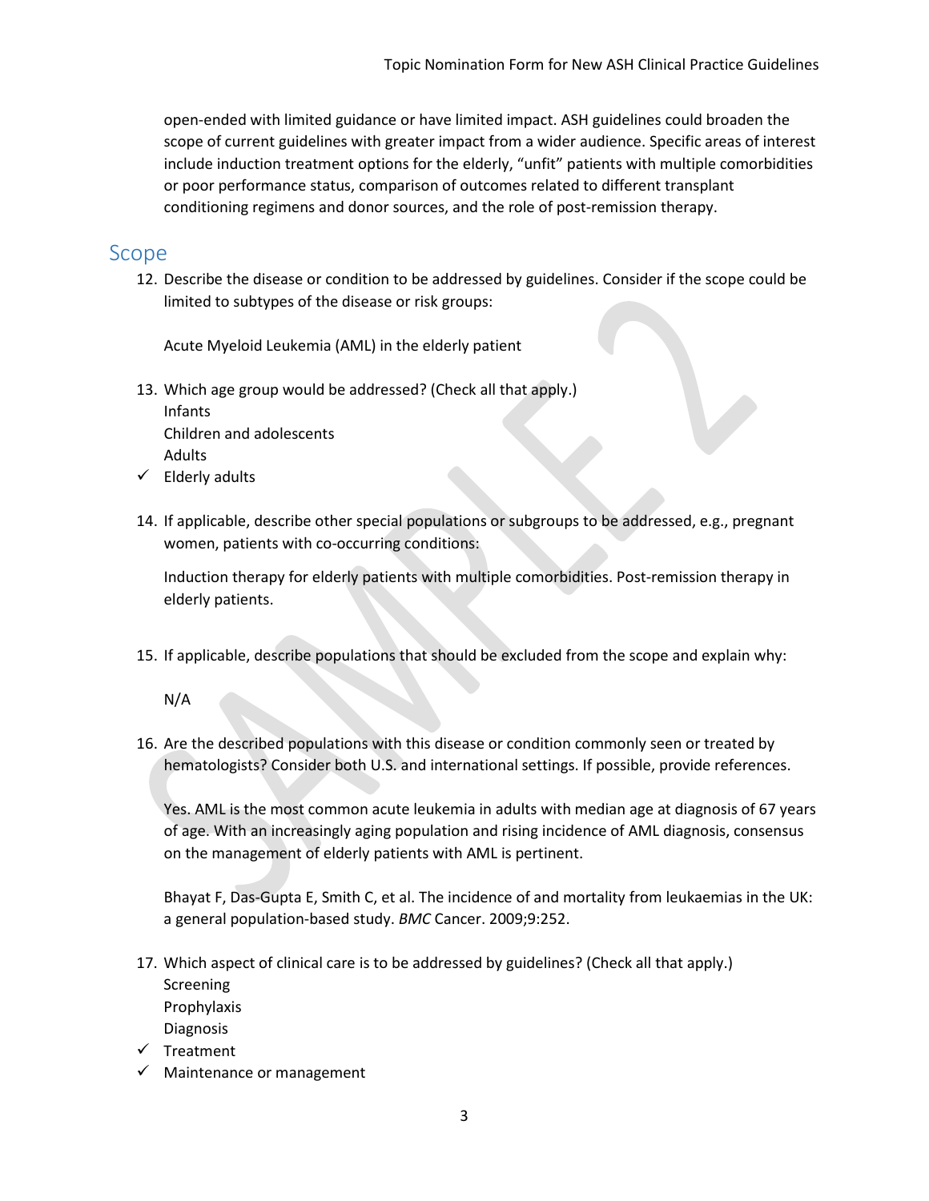open-ended with limited guidance or have limited impact. ASH guidelines could broaden the scope of current guidelines with greater impact from a wider audience. Specific areas of interest include induction treatment options for the elderly, "unfit" patients with multiple comorbidities or poor performance status, comparison of outcomes related to different transplant conditioning regimens and donor sources, and the role of post-remission therapy.

## Scope

12. Describe the disease or condition to be addressed by guidelines. Consider if the scope could be limited to subtypes of the disease or risk groups:

    Acute Myeloid Leukemia (AML) in the elderly patient

13. Which age group would be addressed? (Check all that apply.)
    - Infants
    - Children and adolescents
    - Adults
    - ✓ Elderly adults

14. If applicable, describe other special populations or subgroups to be addressed, e.g., pregnant women, patients with co-occurring conditions:

    Induction therapy for elderly patients with multiple comorbidities. Post-remission therapy in elderly patients.

15. If applicable, describe populations that should be excluded from the scope and explain why:

    N/A

16. Are the described populations with this disease or condition commonly seen or treated by hematologists? Consider both U.S. and international settings. If possible, provide references.

    Yes. AML is the most common acute leukemia in adults with median age at diagnosis of 67 years of age. With an increasingly aging population and rising incidence of AML diagnosis, consensus on the management of elderly patients with AML is pertinent.

    Bhayat F, Das-Gupta E, Smith C, et al. The incidence of and mortality from leukaemias in the UK: a general population-based study. *BMC* Cancer. 2009;9:252.

17. Which aspect of clinical care is to be addressed by guidelines? (Check all that apply.)
    - Screening
    - Prophylaxis
    - Diagnosis
    - ✓ Treatment
    - ✓ Maintenance or management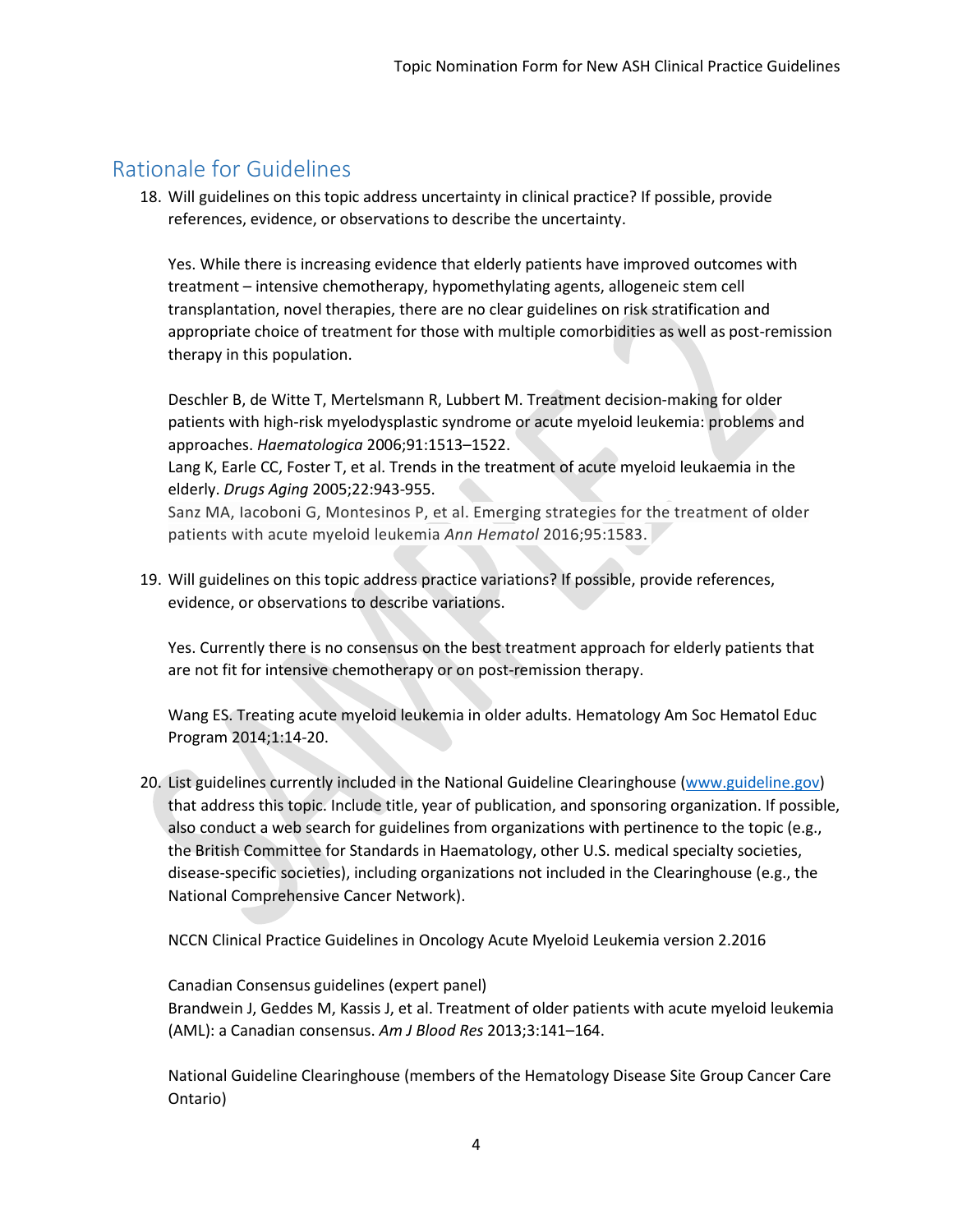## Rationale for Guidelines

18. Will guidelines on this topic address uncertainty in clinical practice? If possible, provide references, evidence, or observations to describe the uncertainty.

    Yes. While there is increasing evidence that elderly patients have improved outcomes with treatment – intensive chemotherapy, hypomethylating agents, allogeneic stem cell transplantation, novel therapies, there are no clear guidelines on risk stratification and appropriate choice of treatment for those with multiple comorbidities as well as post-remission therapy in this population.

    Deschler B, de Witte T, Mertelsmann R, Lubbert M. Treatment decision-making for older patients with high-risk myelodysplastic syndrome or acute myeloid leukemia: problems and approaches. *Haematologica* 2006;91:1513–1522.
    Lang K, Earle CC, Foster T, et al. Trends in the treatment of acute myeloid leukaemia in the elderly. *Drugs Aging* 2005;22:943-955.
    Sanz MA, Iacoboni G, Montesinos P, et al. Emerging strategies for the treatment of older patients with acute myeloid leukemia *Ann Hematol* 2016;95:1583.

19. Will guidelines on this topic address practice variations? If possible, provide references, evidence, or observations to describe variations.

    Yes. Currently there is no consensus on the best treatment approach for elderly patients that are not fit for intensive chemotherapy or on post-remission therapy.

    Wang ES. Treating acute myeloid leukemia in older adults. Hematology Am Soc Hematol Educ Program 2014;1:14-20.

20. List guidelines currently included in the National Guideline Clearinghouse (www.guideline.gov) that address this topic. Include title, year of publication, and sponsoring organization. If possible, also conduct a web search for guidelines from organizations with pertinence to the topic (e.g., the British Committee for Standards in Haematology, other U.S. medical specialty societies, disease-specific societies), including organizations not included in the Clearinghouse (e.g., the National Comprehensive Cancer Network).

    NCCN Clinical Practice Guidelines in Oncology Acute Myeloid Leukemia version 2.2016

    Canadian Consensus guidelines (expert panel)
    Brandwein J, Geddes M, Kassis J, et al. Treatment of older patients with acute myeloid leukemia (AML): a Canadian consensus. *Am J Blood Res* 2013;3:141–164.

    National Guideline Clearinghouse (members of the Hematology Disease Site Group Cancer Care Ontario)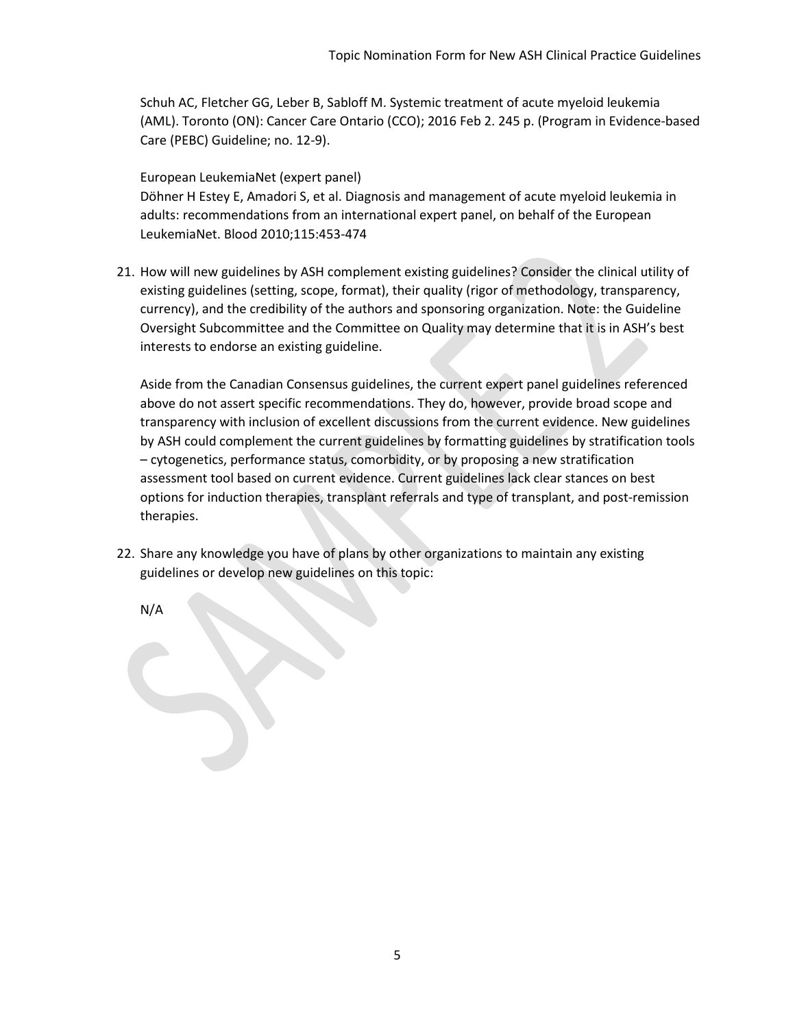Schuh AC, Fletcher GG, Leber B, Sabloff M. Systemic treatment of acute myeloid leukemia (AML). Toronto (ON): Cancer Care Ontario (CCO); 2016 Feb 2. 245 p. (Program in Evidence-based Care (PEBC) Guideline; no. 12-9).

European LeukemiaNet (expert panel)
Döhner H Estey E, Amadori S, et al. Diagnosis and management of acute myeloid leukemia in adults: recommendations from an international expert panel, on behalf of the European LeukemiaNet. Blood 2010;115:453-474

21. How will new guidelines by ASH complement existing guidelines? Consider the clinical utility of existing guidelines (setting, scope, format), their quality (rigor of methodology, transparency, currency), and the credibility of the authors and sponsoring organization. Note: the Guideline Oversight Subcommittee and the Committee on Quality may determine that it is in ASH's best interests to endorse an existing guideline.

    Aside from the Canadian Consensus guidelines, the current expert panel guidelines referenced above do not assert specific recommendations. They do, however, provide broad scope and transparency with inclusion of excellent discussions from the current evidence. New guidelines by ASH could complement the current guidelines by formatting guidelines by stratification tools – cytogenetics, performance status, comorbidity, or by proposing a new stratification assessment tool based on current evidence. Current guidelines lack clear stances on best options for induction therapies, transplant referrals and type of transplant, and post-remission therapies.

22. Share any knowledge you have of plans by other organizations to maintain any existing guidelines or develop new guidelines on this topic:

    N/A